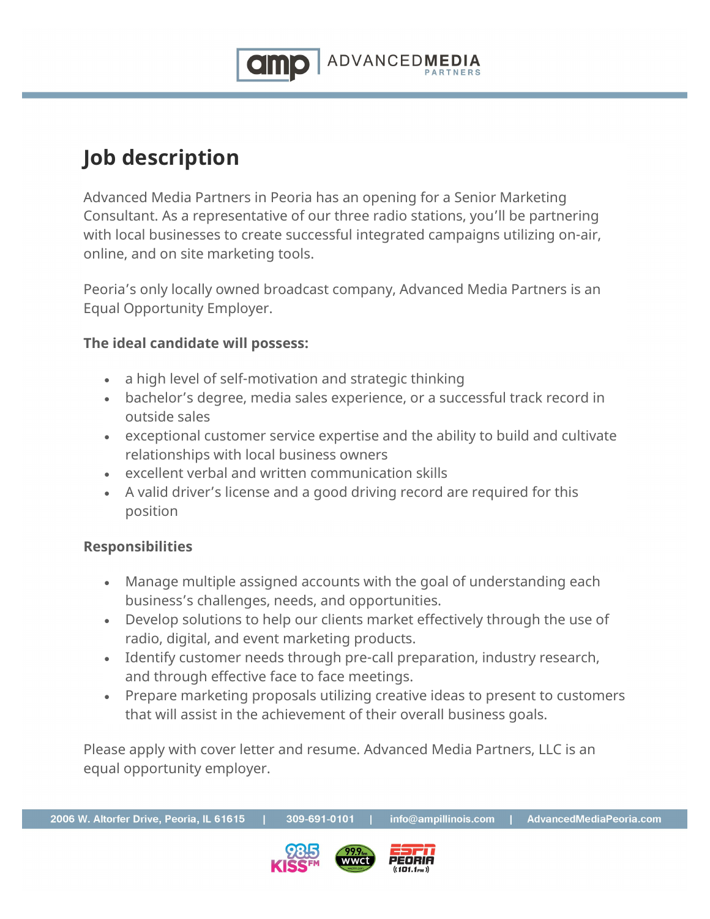# Job description

Advanced Media Partners in Peoria has an opening for a Senior Marketing Consultant. As a representative of our three radio stations, you'll be partnering with local businesses to create successful integrated campaigns utilizing on-air, online, and on site marketing tools.

Peoria's only locally owned broadcast company, Advanced Media Partners is an Equal Opportunity Employer.

**The ideal candidate will possess:**

- a high level of self-motivation and strategic thinking
- bachelor's degree, media sales experience, or a successful track record in outside sales
- exceptional customer service expertise and the ability to build and cultivate relationships with local business owners
- excellent verbal and written communication skills
- A valid driver's license and a good driving record are required for this position

**Responsibilities**

- Manage multiple assigned accounts with the goal of understanding each business's challenges, needs, and opportunities.
- Develop solutions to help our clients market effectively through the use of radio, digital, and event marketing products.
- Identify customer needs through pre-call preparation, industry research, and through effective face to face meetings.
- Prepare marketing proposals utilizing creative ideas to present to customers that will assist in the achievement of their overall business goals.

Please apply with cover letter and resume. Advanced Media Partners, LLC is an equal opportunity employer.

2006 W. Altorfer Drive, Peoria, IL 61615 | 309-691-0101 | info@ampillinois.com | AdvancedMediaPeoria.com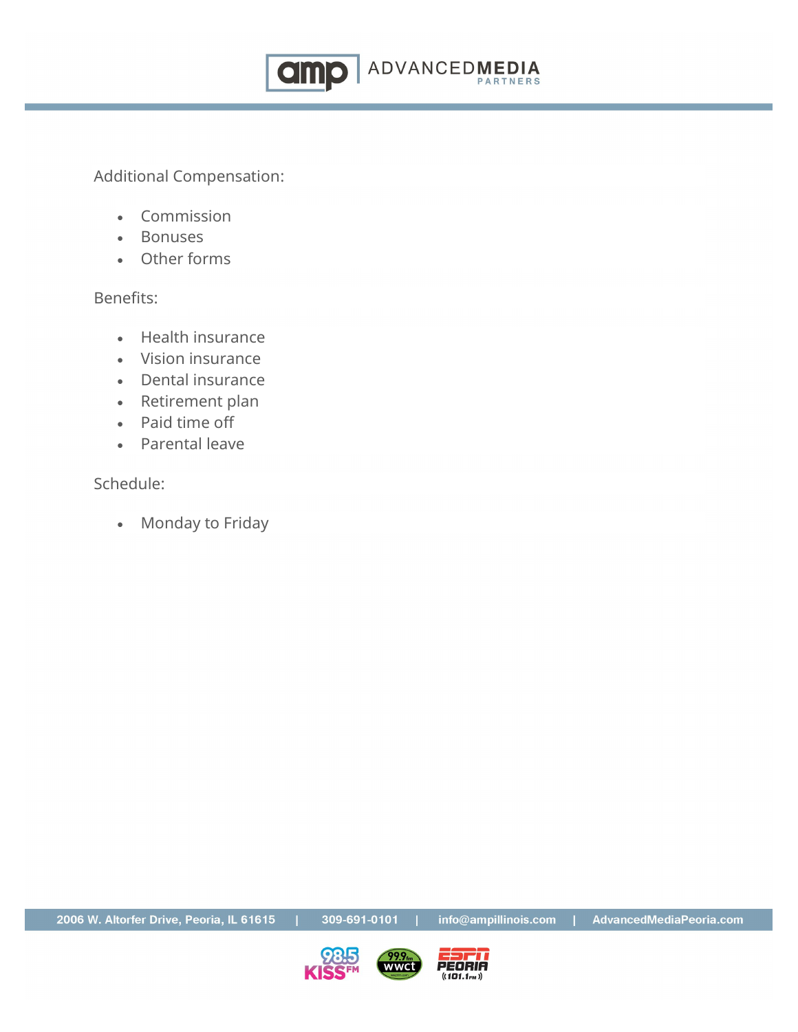Additional Compensation:

- Commission
- Bonuses
- Other forms

Benefits:

- Health insurance
- Vision insurance
- Dental insurance
- Retirement plan
- Paid time off
- Parental leave

Schedule:

- Monday to Friday